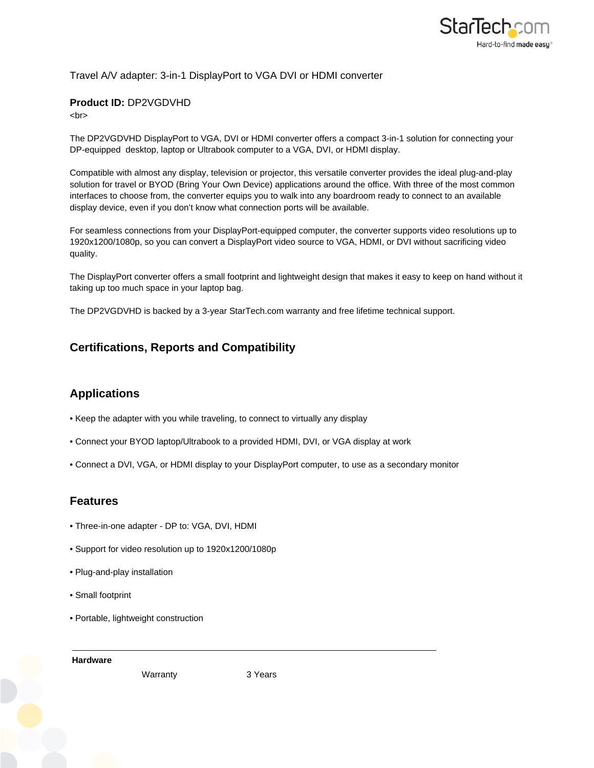Travel A/V adapter: 3-in-1 DisplayPort to VGA DVI or HDMI converter

**Product ID:** DP2VGDVHD
<br>

The DP2VGDVHD DisplayPort to VGA, DVI or HDMI converter offers a compact 3-in-1 solution for connecting your DP-equipped desktop, laptop or Ultrabook computer to a VGA, DVI, or HDMI display.

Compatible with almost any display, television or projector, this versatile converter provides the ideal plug-and-play solution for travel or BYOD (Bring Your Own Device) applications around the office. With three of the most common interfaces to choose from, the converter equips you to walk into any boardroom ready to connect to an available display device, even if you don't know what connection ports will be available.

For seamless connections from your DisplayPort-equipped computer, the converter supports video resolutions up to 1920x1200/1080p, so you can convert a DisplayPort video source to VGA, HDMI, or DVI without sacrificing video quality.

The DisplayPort converter offers a small footprint and lightweight design that makes it easy to keep on hand without it taking up too much space in your laptop bag.

The DP2VGDVHD is backed by a 3-year StarTech.com warranty and free lifetime technical support.

## Certifications, Reports and Compatibility

## Applications

- Keep the adapter with you while traveling, to connect to virtually any display
- Connect your BYOD laptop/Ultrabook to a provided HDMI, DVI, or VGA display at work
- Connect a DVI, VGA, or HDMI display to your DisplayPort computer, to use as a secondary monitor

## Features

- Three-in-one adapter - DP to: VGA, DVI, HDMI
- Support for video resolution up to 1920x1200/1080p
- Plug-and-play installation
- Small footprint
- Portable, lightweight construction

| **Hardware** | | |
|---|---|---|
| | Warranty | 3 Years |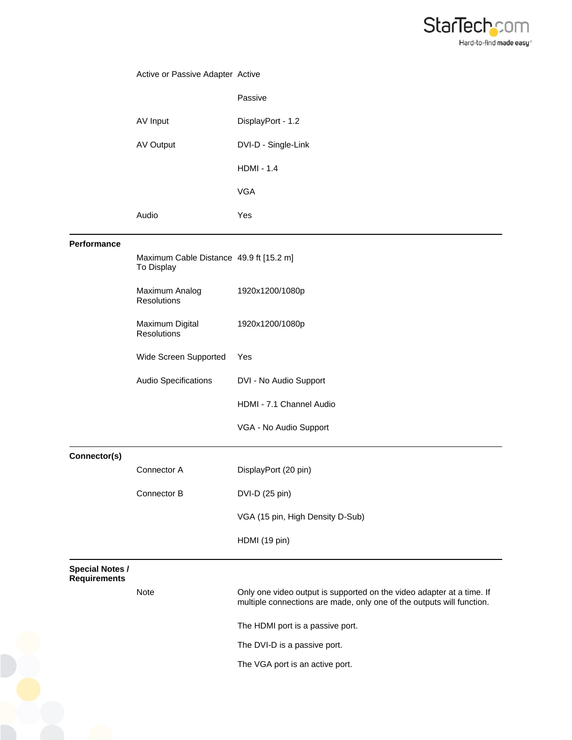| | | |
|---|---|---|
| | Active or Passive Adapter | Active |
| | | Passive |
| | AV Input | DisplayPort - 1.2 |
| | AV Output | DVI-D - Single-Link |
| | | HDMI - 1.4 |
| | | VGA |
| | Audio | Yes |
| **Performance** | | |
| | Maximum Cable Distance To Display | 49.9 ft [15.2 m] |
| | Maximum Analog Resolutions | 1920x1200/1080p |
| | Maximum Digital Resolutions | 1920x1200/1080p |
| | Wide Screen Supported | Yes |
| | Audio Specifications | DVI - No Audio Support |
| | | HDMI - 7.1 Channel Audio |
| | | VGA - No Audio Support |
| **Connector(s)** | | |
| | Connector A | DisplayPort (20 pin) |
| | Connector B | DVI-D (25 pin) |
| | | VGA (15 pin, High Density D-Sub) |
| | | HDMI (19 pin) |
| **Special Notes / Requirements** | | |
| | Note | Only one video output is supported on the video adapter at a time. If multiple connections are made, only one of the outputs will function. |
| | | The HDMI port is a passive port. |
| | | The DVI-D is a passive port. |
| | | The VGA port is an active port. |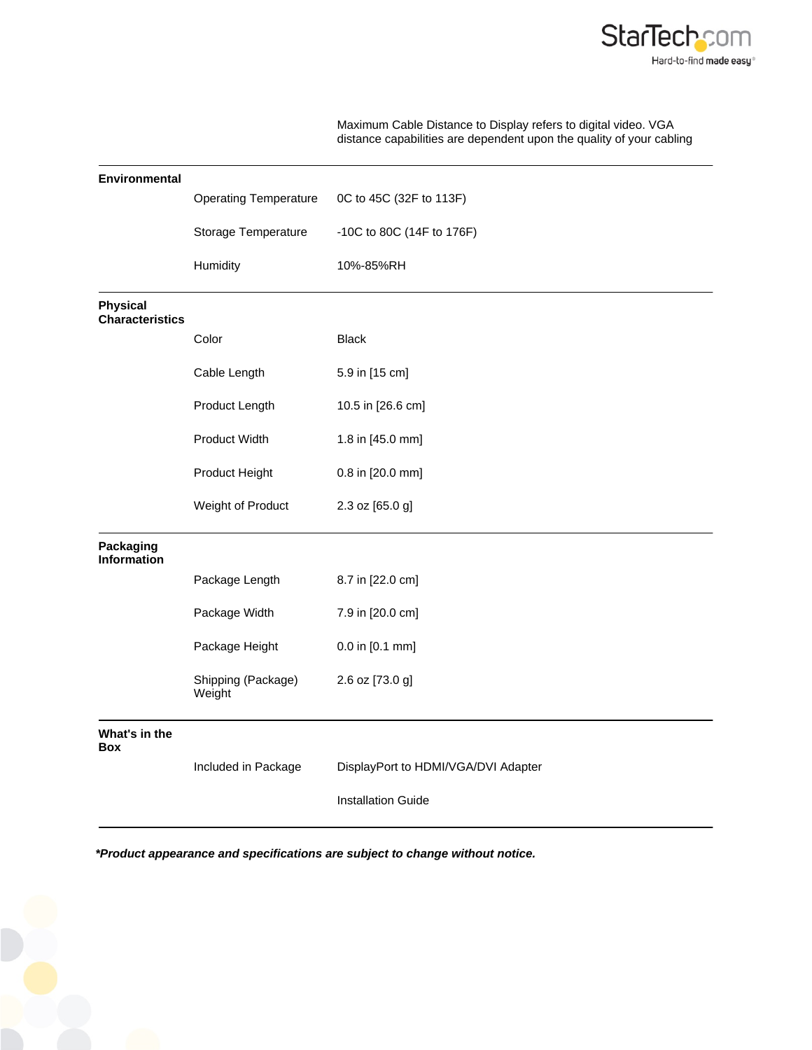| | | |
|---|---|---|
| | | Maximum Cable Distance to Display refers to digital video. VGA distance capabilities are dependent upon the quality of your cabling |
| **Environmental** | | |
| | Operating Temperature | 0C to 45C (32F to 113F) |
| | Storage Temperature | -10C to 80C (14F to 176F) |
| | Humidity | 10%-85%RH |
| **Physical Characteristics** | | |
| | Color | Black |
| | Cable Length | 5.9 in [15 cm] |
| | Product Length | 10.5 in [26.6 cm] |
| | Product Width | 1.8 in [45.0 mm] |
| | Product Height | 0.8 in [20.0 mm] |
| | Weight of Product | 2.3 oz [65.0 g] |
| **Packaging Information** | | |
| | Package Length | 8.7 in [22.0 cm] |
| | Package Width | 7.9 in [20.0 cm] |
| | Package Height | 0.0 in [0.1 mm] |
| | Shipping (Package) Weight | 2.6 oz [73.0 g] |
| **What's in the Box** | | |
| | Included in Package | DisplayPort to HDMI/VGA/DVI Adapter |
| | | Installation Guide |

***Product appearance and specifications are subject to change without notice.**